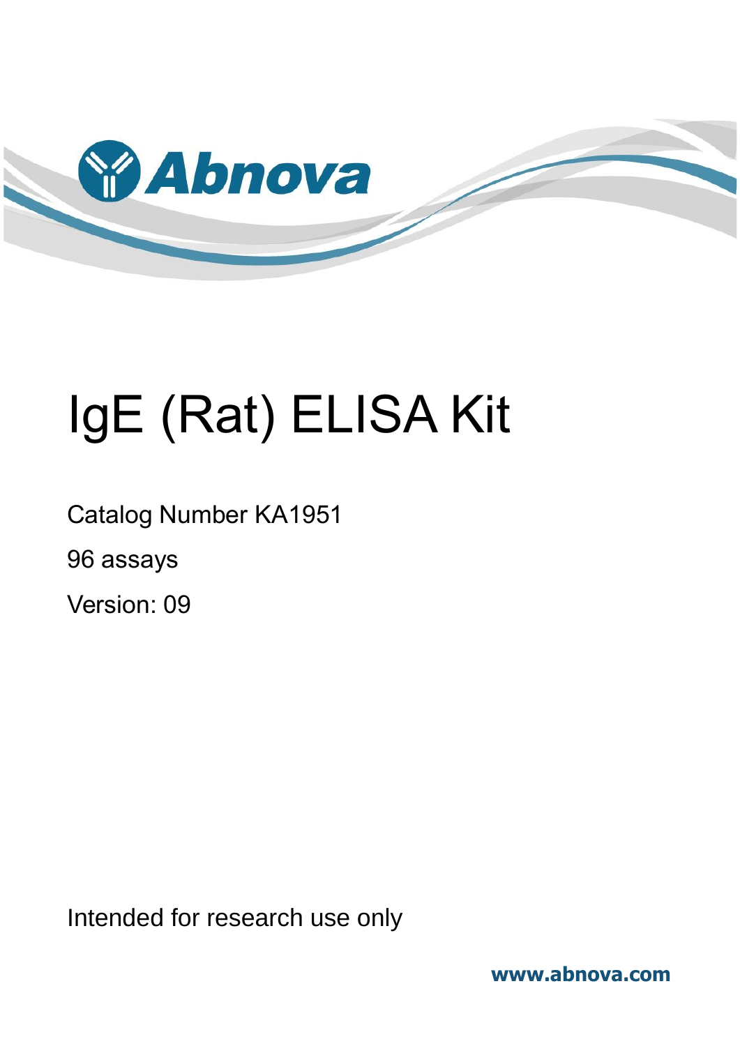Abnova

# IgE (Rat) ELISA Kit

Catalog Number KA1951

96 assays

Version: 09

Intended for research use only

www.abnova.com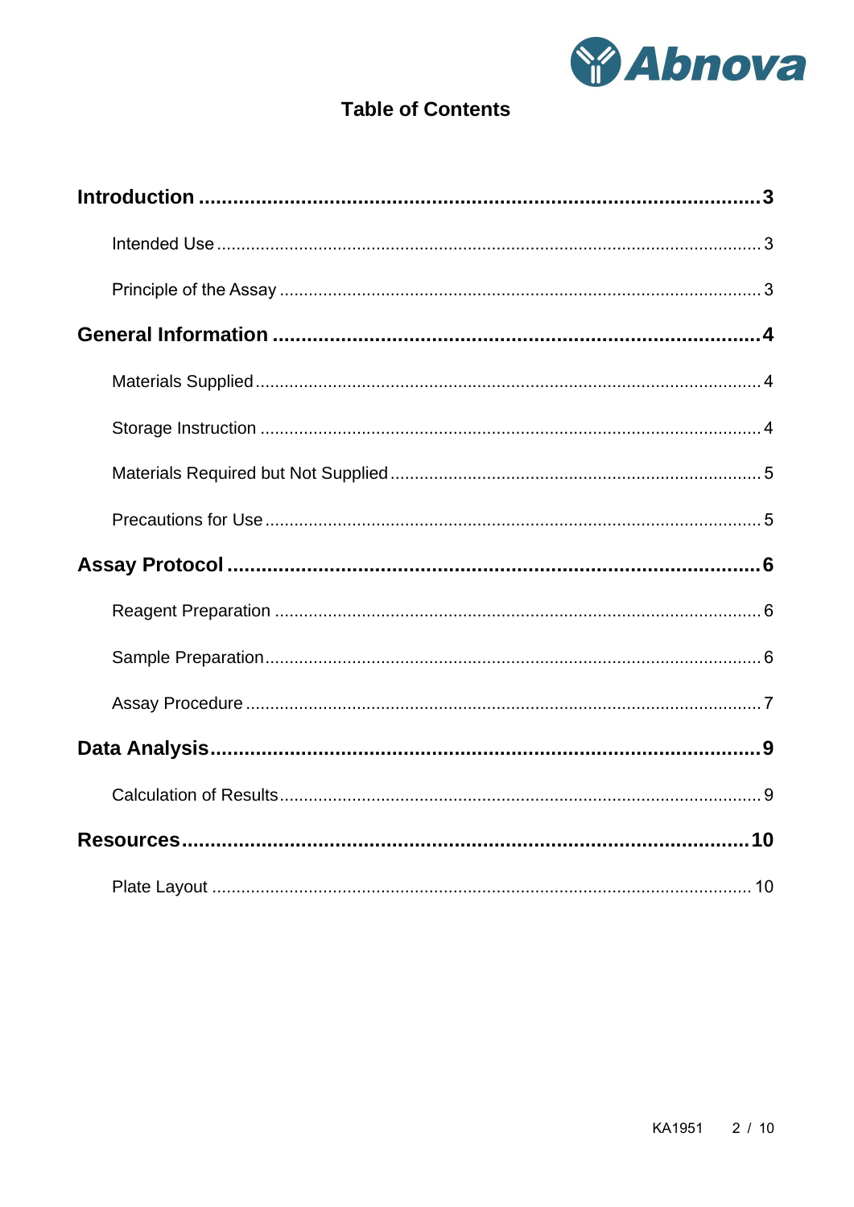# Table of Contents

**Introduction** ........................................................................................ **3**

- Intended Use ........................................................................................ 3
- Principle of the Assay ........................................................................................ 3

**General Information** ........................................................................................ **4**

- Materials Supplied ........................................................................................ 4
- Storage Instruction ........................................................................................ 4
- Materials Required but Not Supplied ........................................................................................ 5
- Precautions for Use ........................................................................................ 5

**Assay Protocol** ........................................................................................ **6**

- Reagent Preparation ........................................................................................ 6
- Sample Preparation ........................................................................................ 6
- Assay Procedure ........................................................................................ 7

**Data Analysis** ........................................................................................ **9**

- Calculation of Results ........................................................................................ 9

**Resources** ........................................................................................ **10**

- Plate Layout ........................................................................................ 10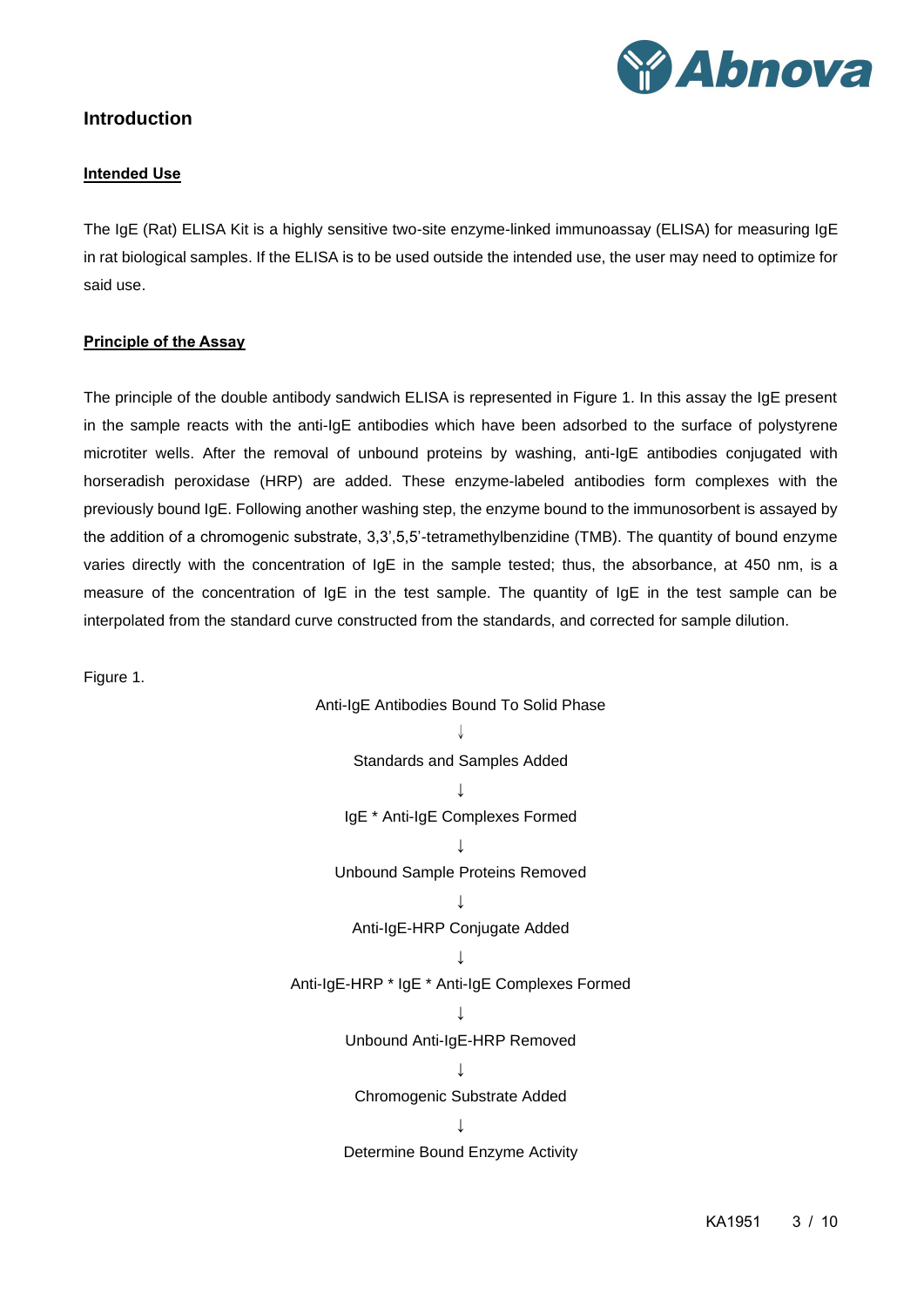## Introduction

### Intended Use

The IgE (Rat) ELISA Kit is a highly sensitive two-site enzyme-linked immunoassay (ELISA) for measuring IgE in rat biological samples. If the ELISA is to be used outside the intended use, the user may need to optimize for said use.

### Principle of the Assay

The principle of the double antibody sandwich ELISA is represented in Figure 1. In this assay the IgE present in the sample reacts with the anti-IgE antibodies which have been adsorbed to the surface of polystyrene microtiter wells. After the removal of unbound proteins by washing, anti-IgE antibodies conjugated with horseradish peroxidase (HRP) are added. These enzyme-labeled antibodies form complexes with the previously bound IgE. Following another washing step, the enzyme bound to the immunosorbent is assayed by the addition of a chromogenic substrate, 3,3',5,5'-tetramethylbenzidine (TMB). The quantity of bound enzyme varies directly with the concentration of IgE in the sample tested; thus, the absorbance, at 450 nm, is a measure of the concentration of IgE in the test sample. The quantity of IgE in the test sample can be interpolated from the standard curve constructed from the standards, and corrected for sample dilution.

Figure 1.

Anti-IgE Antibodies Bound To Solid Phase

↓

Standards and Samples Added

↓

IgE * Anti-IgE Complexes Formed

↓

Unbound Sample Proteins Removed

↓

Anti-IgE-HRP Conjugate Added

↓

Anti-IgE-HRP * IgE * Anti-IgE Complexes Formed

↓

Unbound Anti-IgE-HRP Removed

↓

Chromogenic Substrate Added

↓

Determine Bound Enzyme Activity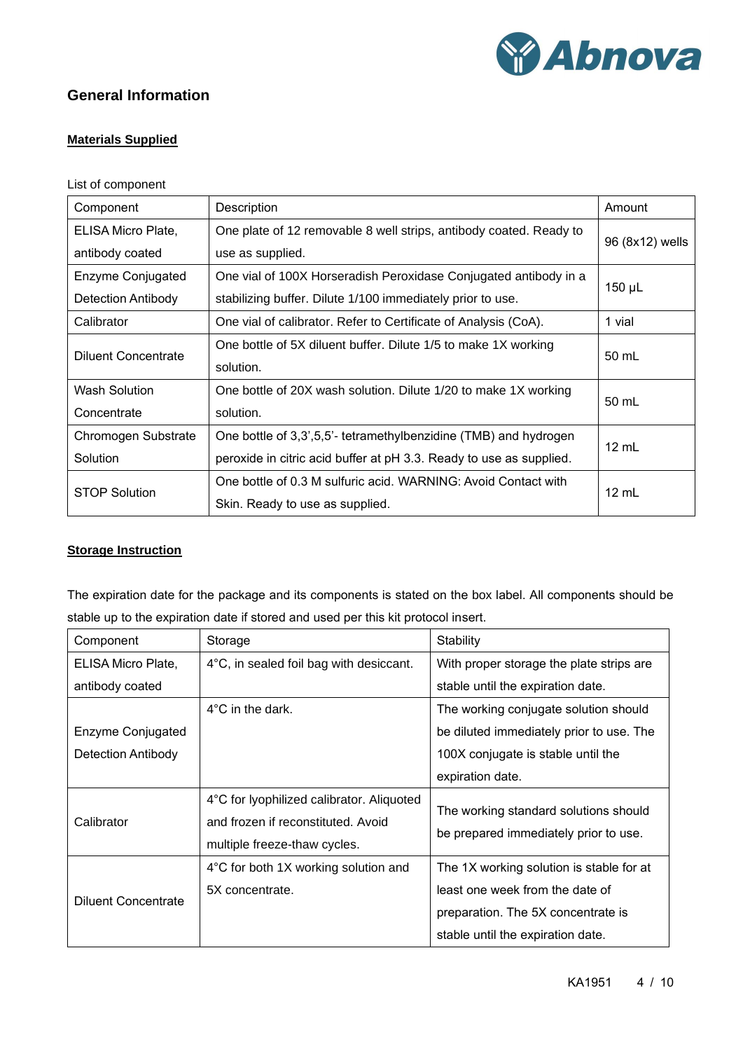## General Information

### Materials Supplied

List of component

| Component | Description | Amount |
|---|---|---|
| ELISA Micro Plate, antibody coated | One plate of 12 removable 8 well strips, antibody coated. Ready to use as supplied. | 96 (8x12) wells |
| Enzyme Conjugated Detection Antibody | One vial of 100X Horseradish Peroxidase Conjugated antibody in a stabilizing buffer. Dilute 1/100 immediately prior to use. | 150 μL |
| Calibrator | One vial of calibrator. Refer to Certificate of Analysis (CoA). | 1 vial |
| Diluent Concentrate | One bottle of 5X diluent buffer. Dilute 1/5 to make 1X working solution. | 50 mL |
| Wash Solution Concentrate | One bottle of 20X wash solution. Dilute 1/20 to make 1X working solution. | 50 mL |
| Chromogen Substrate Solution | One bottle of 3,3',5,5'- tetramethylbenzidine (TMB) and hydrogen peroxide in citric acid buffer at pH 3.3. Ready to use as supplied. | 12 mL |
| STOP Solution | One bottle of 0.3 M sulfuric acid. WARNING: Avoid Contact with Skin. Ready to use as supplied. | 12 mL |

### Storage Instruction

The expiration date for the package and its components is stated on the box label. All components should be stable up to the expiration date if stored and used per this kit protocol insert.

| Component | Storage | Stability |
|---|---|---|
| ELISA Micro Plate, antibody coated | 4°C, in sealed foil bag with desiccant. | With proper storage the plate strips are stable until the expiration date. |
| Enzyme Conjugated Detection Antibody | 4°C in the dark. | The working conjugate solution should be diluted immediately prior to use. The 100X conjugate is stable until the expiration date. |
| Calibrator | 4°C for lyophilized calibrator. Aliquoted and frozen if reconstituted. Avoid multiple freeze-thaw cycles. | The working standard solutions should be prepared immediately prior to use. |
| Diluent Concentrate | 4°C for both 1X working solution and 5X concentrate. | The 1X working solution is stable for at least one week from the date of preparation. The 5X concentrate is stable until the expiration date. |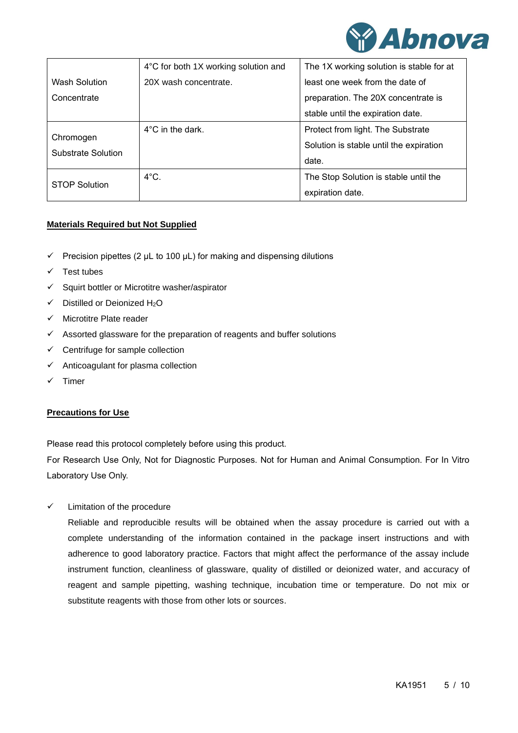| Wash Solution Concentrate | 4°C for both 1X working solution and 20X wash concentrate. | The 1X working solution is stable for at least one week from the date of preparation. The 20X concentrate is stable until the expiration date. |
|---|---|---|
| Chromogen Substrate Solution | 4°C in the dark. | Protect from light. The Substrate Solution is stable until the expiration date. |
| STOP Solution | 4°C. | The Stop Solution is stable until the expiration date. |

## Materials Required but Not Supplied

- ✓ Precision pipettes (2 μL to 100 μL) for making and dispensing dilutions
- ✓ Test tubes
- ✓ Squirt bottler or Microtitre washer/aspirator
- ✓ Distilled or Deionized $H_2O$
- ✓ Microtitre Plate reader
- ✓ Assorted glassware for the preparation of reagents and buffer solutions
- ✓ Centrifuge for sample collection
- ✓ Anticoagulant for plasma collection
- ✓ Timer

## Precautions for Use

Please read this protocol completely before using this product.
For Research Use Only, Not for Diagnostic Purposes. Not for Human and Animal Consumption. For In Vitro Laboratory Use Only.

- ✓ Limitation of the procedure

  Reliable and reproducible results will be obtained when the assay procedure is carried out with a complete understanding of the information contained in the package insert instructions and with adherence to good laboratory practice. Factors that might affect the performance of the assay include instrument function, cleanliness of glassware, quality of distilled or deionized water, and accuracy of reagent and sample pipetting, washing technique, incubation time or temperature. Do not mix or substitute reagents with those from other lots or sources.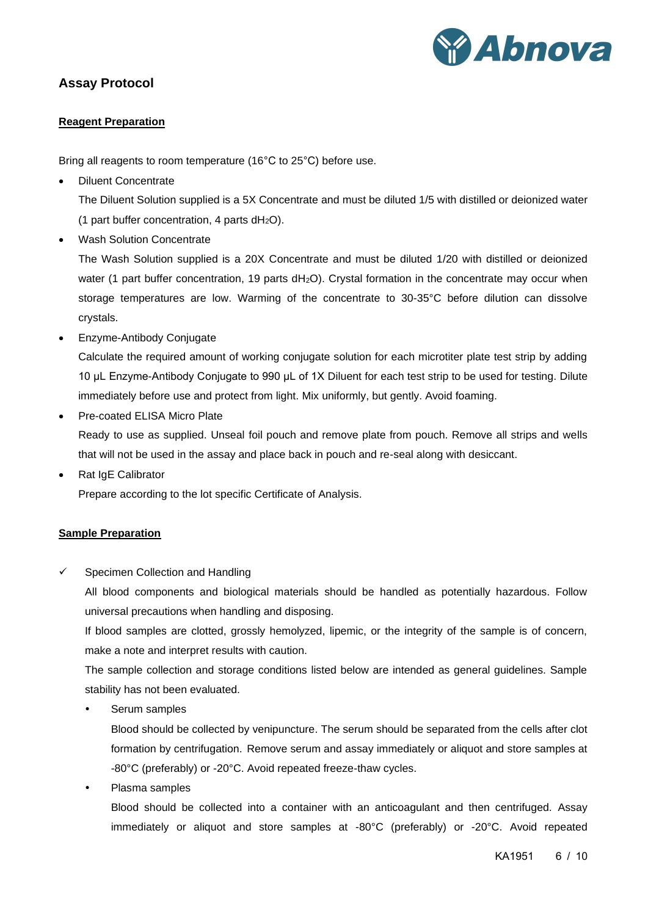## Assay Protocol

### Reagent Preparation

Bring all reagents to room temperature (16°C to 25°C) before use.

- Diluent Concentrate

  The Diluent Solution supplied is a 5X Concentrate and must be diluted 1/5 with distilled or deionized water (1 part buffer concentration, 4 parts $dH_2O$).

- Wash Solution Concentrate

  The Wash Solution supplied is a 20X Concentrate and must be diluted 1/20 with distilled or deionized water (1 part buffer concentration, 19 parts $dH_2O$). Crystal formation in the concentrate may occur when storage temperatures are low. Warming of the concentrate to 30-35°C before dilution can dissolve crystals.

- Enzyme-Antibody Conjugate

  Calculate the required amount of working conjugate solution for each microtiter plate test strip by adding 10 μL Enzyme-Antibody Conjugate to 990 μL of 1X Diluent for each test strip to be used for testing. Dilute immediately before use and protect from light. Mix uniformly, but gently. Avoid foaming.

- Pre-coated ELISA Micro Plate

  Ready to use as supplied. Unseal foil pouch and remove plate from pouch. Remove all strips and wells that will not be used in the assay and place back in pouch and re-seal along with desiccant.

- Rat IgE Calibrator

  Prepare according to the lot specific Certificate of Analysis.

### Sample Preparation

- ✓ Specimen Collection and Handling

  All blood components and biological materials should be handled as potentially hazardous. Follow universal precautions when handling and disposing.

  If blood samples are clotted, grossly hemolyzed, lipemic, or the integrity of the sample is of concern, make a note and interpret results with caution.

  The sample collection and storage conditions listed below are intended as general guidelines. Sample stability has not been evaluated.

  - Serum samples

    Blood should be collected by venipuncture. The serum should be separated from the cells after clot formation by centrifugation. Remove serum and assay immediately or aliquot and store samples at -80°C (preferably) or -20°C. Avoid repeated freeze-thaw cycles.

  - Plasma samples

    Blood should be collected into a container with an anticoagulant and then centrifuged. Assay immediately or aliquot and store samples at -80°C (preferably) or -20°C. Avoid repeated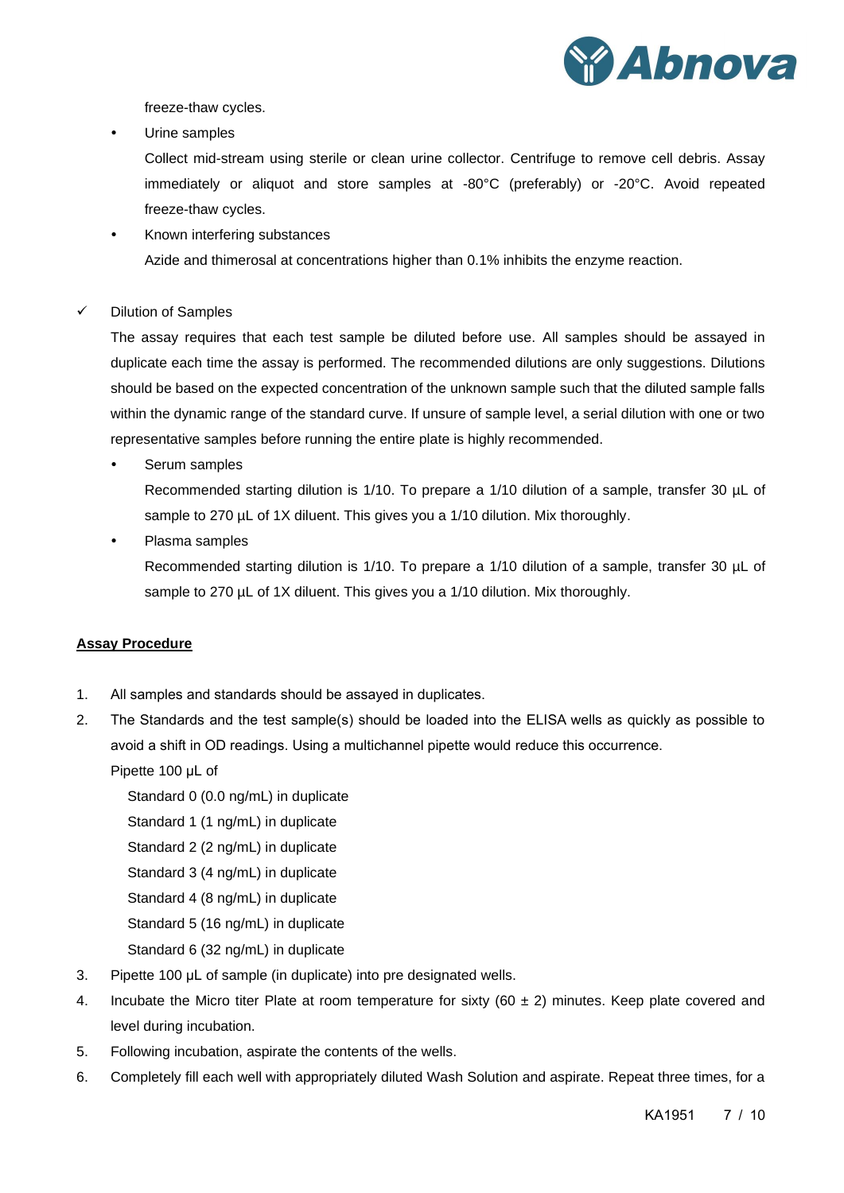freeze-thaw cycles.

- Urine samples

  Collect mid-stream using sterile or clean urine collector. Centrifuge to remove cell debris. Assay immediately or aliquot and store samples at -80°C (preferably) or -20°C. Avoid repeated freeze-thaw cycles.

- Known interfering substances

  Azide and thimerosal at concentrations higher than 0.1% inhibits the enzyme reaction.

✓ Dilution of Samples

The assay requires that each test sample be diluted before use. All samples should be assayed in duplicate each time the assay is performed. The recommended dilutions are only suggestions. Dilutions should be based on the expected concentration of the unknown sample such that the diluted sample falls within the dynamic range of the standard curve. If unsure of sample level, a serial dilution with one or two representative samples before running the entire plate is highly recommended.

- Serum samples

  Recommended starting dilution is 1/10. To prepare a 1/10 dilution of a sample, transfer 30 µL of sample to 270 µL of 1X diluent. This gives you a 1/10 dilution. Mix thoroughly.

- Plasma samples

  Recommended starting dilution is 1/10. To prepare a 1/10 dilution of a sample, transfer 30 µL of sample to 270 µL of 1X diluent. This gives you a 1/10 dilution. Mix thoroughly.

## Assay Procedure

1. All samples and standards should be assayed in duplicates.
2. The Standards and the test sample(s) should be loaded into the ELISA wells as quickly as possible to avoid a shift in OD readings. Using a multichannel pipette would reduce this occurrence.

   Pipette 100 µL of

   Standard 0 (0.0 ng/mL) in duplicate
   
   Standard 1 (1 ng/mL) in duplicate
   
   Standard 2 (2 ng/mL) in duplicate
   
   Standard 3 (4 ng/mL) in duplicate
   
   Standard 4 (8 ng/mL) in duplicate
   
   Standard 5 (16 ng/mL) in duplicate
   
   Standard 6 (32 ng/mL) in duplicate
3. Pipette 100 µL of sample (in duplicate) into pre designated wells.
4. Incubate the Micro titer Plate at room temperature for sixty (60 ± 2) minutes. Keep plate covered and level during incubation.
5. Following incubation, aspirate the contents of the wells.
6. Completely fill each well with appropriately diluted Wash Solution and aspirate. Repeat three times, for a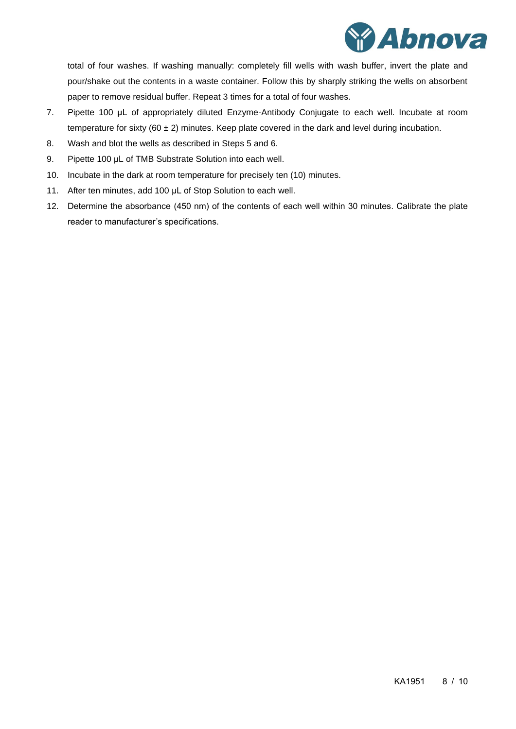total of four washes. If washing manually: completely fill wells with wash buffer, invert the plate and pour/shake out the contents in a waste container. Follow this by sharply striking the wells on absorbent paper to remove residual buffer. Repeat 3 times for a total of four washes.

7. Pipette 100 µL of appropriately diluted Enzyme-Antibody Conjugate to each well. Incubate at room temperature for sixty (60 ± 2) minutes. Keep plate covered in the dark and level during incubation.
8. Wash and blot the wells as described in Steps 5 and 6.
9. Pipette 100 µL of TMB Substrate Solution into each well.
10. Incubate in the dark at room temperature for precisely ten (10) minutes.
11. After ten minutes, add 100 µL of Stop Solution to each well.
12. Determine the absorbance (450 nm) of the contents of each well within 30 minutes. Calibrate the plate reader to manufacturer's specifications.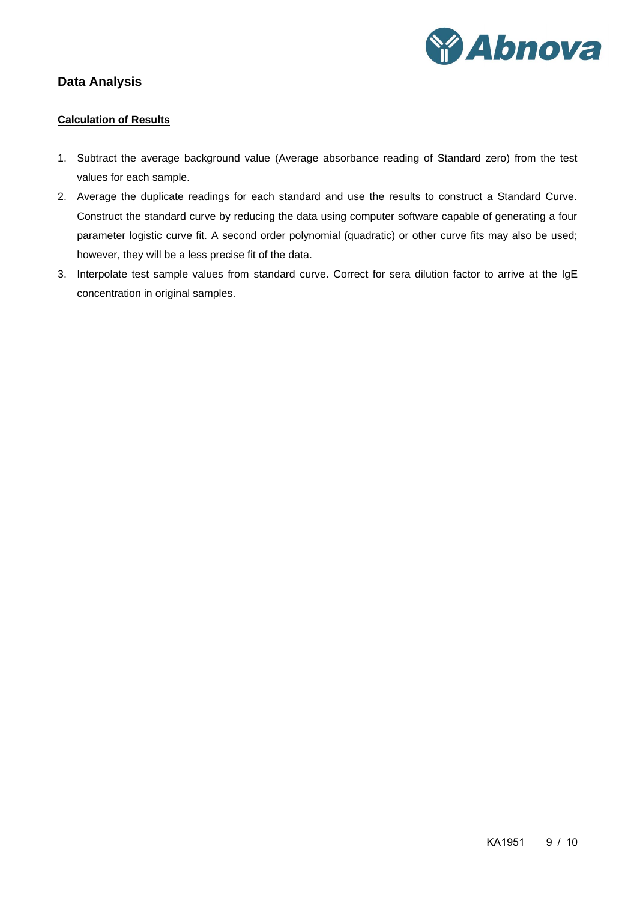## Data Analysis

### Calculation of Results

1. Subtract the average background value (Average absorbance reading of Standard zero) from the test values for each sample.
2. Average the duplicate readings for each standard and use the results to construct a Standard Curve. Construct the standard curve by reducing the data using computer software capable of generating a four parameter logistic curve fit. A second order polynomial (quadratic) or other curve fits may also be used; however, they will be a less precise fit of the data.
3. Interpolate test sample values from standard curve. Correct for sera dilution factor to arrive at the IgE concentration in original samples.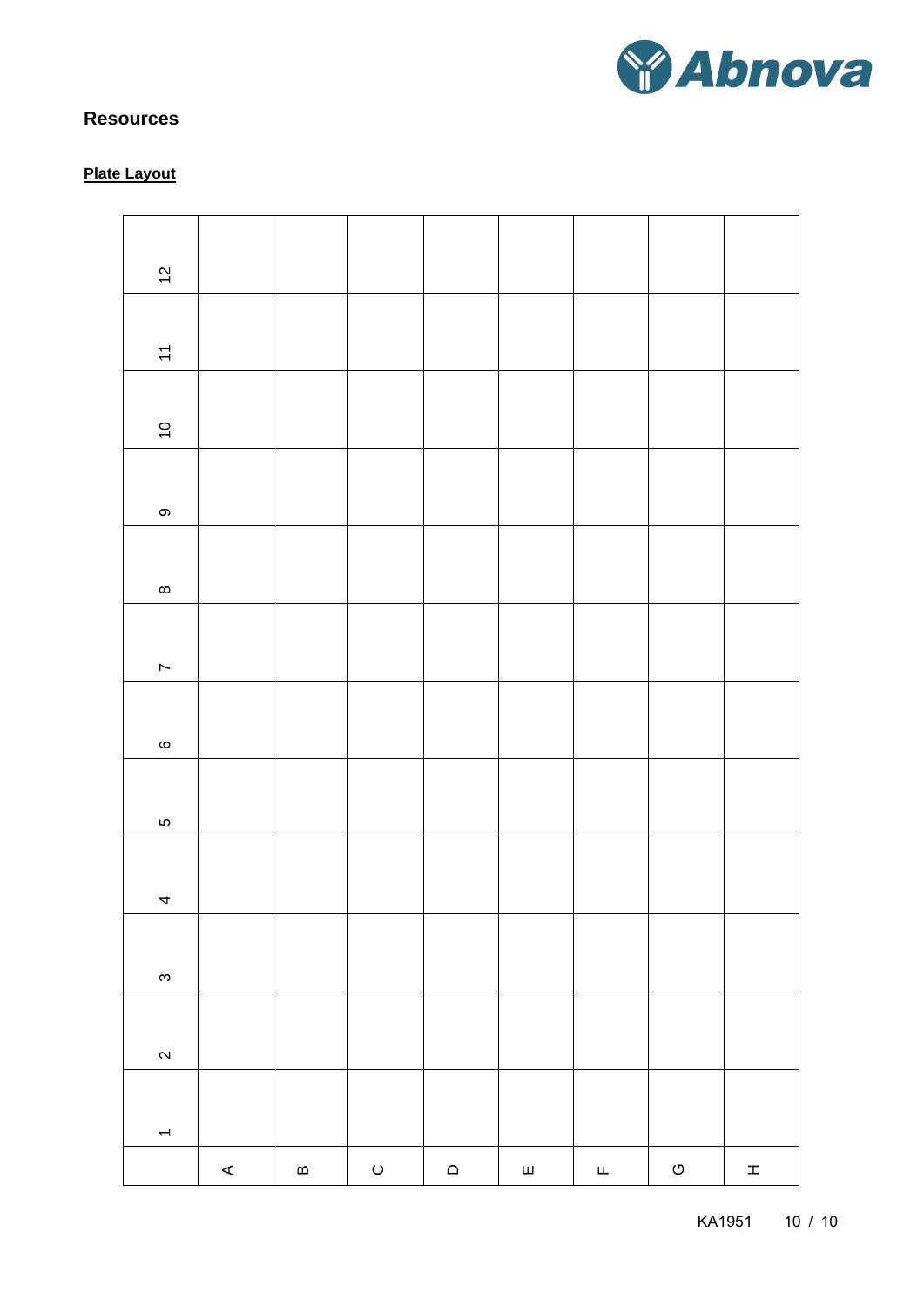## Resources

**Plate Layout**

| | 1 | 2 | 3 | 4 | 5 | 6 | 7 | 8 | 9 | 10 | 11 | 12 |
|---|---|---|---|---|---|---|---|---|---|---|---|---|
| A | | | | | | | | | | | | |
| B | | | | | | | | | | | | |
| C | | | | | | | | | | | | |
| D | | | | | | | | | | | | |
| E | | | | | | | | | | | | |
| F | | | | | | | | | | | | |
| G | | | | | | | | | | | | |
| H | | | | | | | | | | | | |